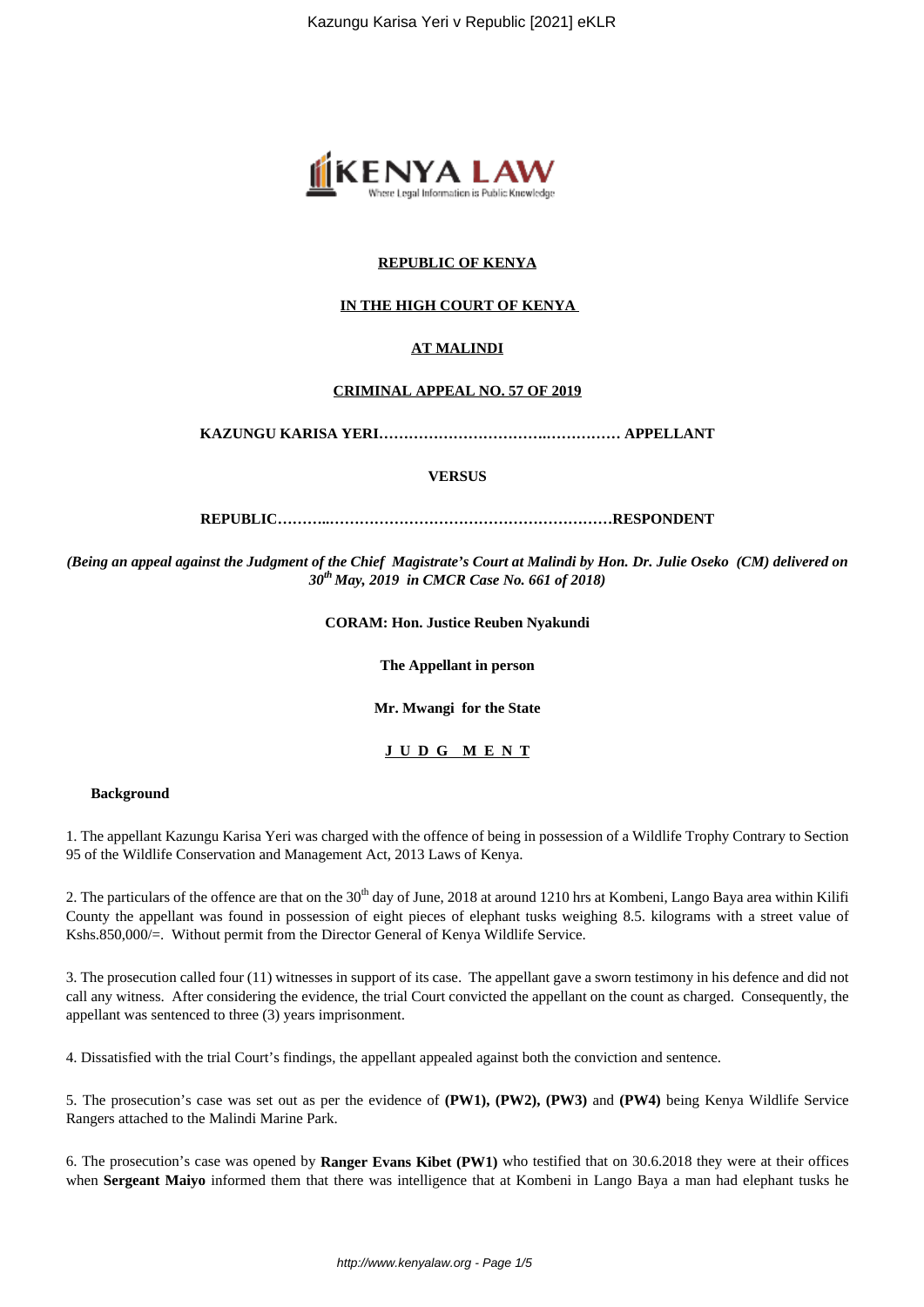**REPUBLIC OF KENYA**

**IN THE HIGH COURT OF KENYA**

**AT MALINDI**

**CRIMINAL APPEAL NO. 57 OF 2019**

**KAZUNGU KARISA YERI……………………………..…………… APPELLANT**

**VERSUS**

**REPUBLIC………..……………………………………………………RESPONDENT**

*(Being an appeal against the Judgment of the Chief Magistrate's Court at Malindi by Hon. Dr. Julie Oseko (CM) delivered on 30th May, 2019 in CMCR Case No. 661 of 2018)*

**CORAM: Hon. Justice Reuben Nyakundi**

**The Appellant in person**

**Mr. Mwangi for the State**

**J U D G M E N T**

**Background**

1. The appellant Kazungu Karisa Yeri was charged with the offence of being in possession of a Wildlife Trophy Contrary to Section 95 of the Wildlife Conservation and Management Act, 2013 Laws of Kenya.

2. The particulars of the offence are that on the 30th day of June, 2018 at around 1210 hrs at Kombeni, Lango Baya area within Kilifi County the appellant was found in possession of eight pieces of elephant tusks weighing 8.5. kilograms with a street value of Kshs.850,000/=. Without permit from the Director General of Kenya Wildlife Service.

3. The prosecution called four (11) witnesses in support of its case. The appellant gave a sworn testimony in his defence and did not call any witness. After considering the evidence, the trial Court convicted the appellant on the count as charged. Consequently, the appellant was sentenced to three (3) years imprisonment.

4. Dissatisfied with the trial Court's findings, the appellant appealed against both the conviction and sentence.

5. The prosecution's case was set out as per the evidence of **(PW1), (PW2), (PW3)** and **(PW4)** being Kenya Wildlife Service Rangers attached to the Malindi Marine Park.

6. The prosecution's case was opened by **Ranger Evans Kibet (PW1)** who testified that on 30.6.2018 they were at their offices when **Sergeant Maiyo** informed them that there was intelligence that at Kombeni in Lango Baya a man had elephant tusks he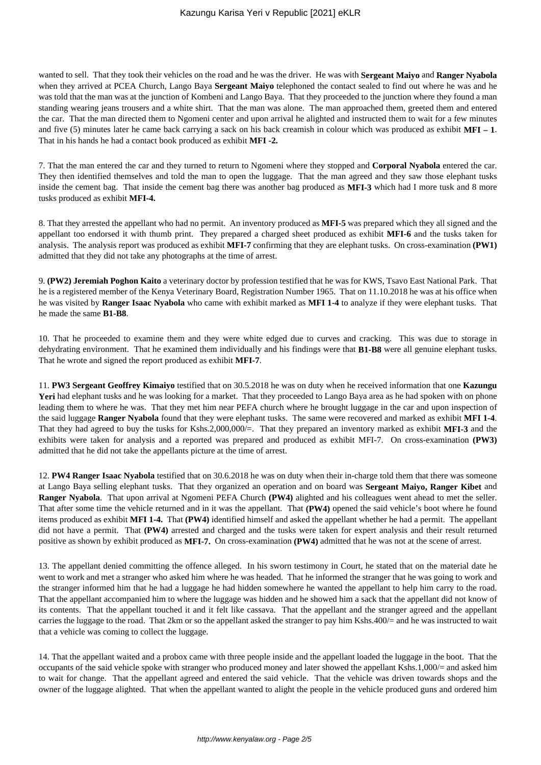wanted to sell. That they took their vehicles on the road and he was the driver. He was with **Sergeant Maiyo** and **Ranger Nyabola** when they arrived at PCEA Church, Lango Baya **Sergeant Maiyo** telephoned the contact sealed to find out where he was and he was told that the man was at the junction of Kombeni and Lango Baya. That they proceeded to the junction where they found a man standing wearing jeans trousers and a white shirt. That the man was alone. The man approached them, greeted them and entered the car. That the man directed them to Ngomeni center and upon arrival he alighted and instructed them to wait for a few minutes and five (5) minutes later he came back carrying a sack on his back creamish in colour which was produced as exhibit **MFI – 1**. That in his hands he had a contact book produced as exhibit **MFI -2.**

7. That the man entered the car and they turned to return to Ngomeni where they stopped and **Corporal Nyabola** entered the car. They then identified themselves and told the man to open the luggage. That the man agreed and they saw those elephant tusks inside the cement bag. That inside the cement bag there was another bag produced as **MFI-3** which had I more tusk and 8 more tusks produced as exhibit **MFI-4.**

8. That they arrested the appellant who had no permit. An inventory produced as **MFI-5** was prepared which they all signed and the appellant too endorsed it with thumb print. They prepared a charged sheet produced as exhibit **MFI-6** and the tusks taken for analysis. The analysis report was produced as exhibit **MFI-7** confirming that they are elephant tusks. On cross-examination **(PW1)** admitted that they did not take any photographs at the time of arrest.

9. **(PW2) Jeremiah Poghon Kaito** a veterinary doctor by profession testified that he was for KWS, Tsavo East National Park. That he is a registered member of the Kenya Veterinary Board, Registration Number 1965. That on 11.10.2018 he was at his office when he was visited by **Ranger Isaac Nyabola** who came with exhibit marked as **MFI 1-4** to analyze if they were elephant tusks. That he made the same **B1-B8**.

10. That he proceeded to examine them and they were white edged due to curves and cracking. This was due to storage in dehydrating environment. That he examined them individually and his findings were that **B1-B8** were all genuine elephant tusks. That he wrote and signed the report produced as exhibit **MFI-7**.

11. **PW3 Sergeant Geoffrey Kimaiyo** testified that on 30.5.2018 he was on duty when he received information that one **Kazungu Yeri** had elephant tusks and he was looking for a market. That they proceeded to Lango Baya area as he had spoken with on phone leading them to where he was. That they met him near PEFA church where he brought luggage in the car and upon inspection of the said luggage **Ranger Nyabola** found that they were elephant tusks. The same were recovered and marked as exhibit **MFI 1-4**. That they had agreed to buy the tusks for Kshs.2,000,000/=. That they prepared an inventory marked as exhibit **MFI-3** and the exhibits were taken for analysis and a reported was prepared and produced as exhibit MFI-7. On cross-examination **(PW3)** admitted that he did not take the appellants picture at the time of arrest.

12. **PW4 Ranger Isaac Nyabola** testified that on 30.6.2018 he was on duty when their in-charge told them that there was someone at Lango Baya selling elephant tusks. That they organized an operation and on board was **Sergeant Maiyo, Ranger Kibet** and **Ranger Nyabola**. That upon arrival at Ngomeni PEFA Church **(PW4)** alighted and his colleagues went ahead to met the seller. That after some time the vehicle returned and in it was the appellant. That **(PW4)** opened the said vehicle's boot where he found items produced as exhibit **MFI 1-4.** That **(PW4)** identified himself and asked the appellant whether he had a permit. The appellant did not have a permit. That **(PW4)** arrested and charged and the tusks were taken for expert analysis and their result returned positive as shown by exhibit produced as **MFI-7.** On cross-examination **(PW4)** admitted that he was not at the scene of arrest.

13. The appellant denied committing the offence alleged. In his sworn testimony in Court, he stated that on the material date he went to work and met a stranger who asked him where he was headed. That he informed the stranger that he was going to work and the stranger informed him that he had a luggage he had hidden somewhere he wanted the appellant to help him carry to the road. That the appellant accompanied him to where the luggage was hidden and he showed him a sack that the appellant did not know of its contents. That the appellant touched it and it felt like cassava. That the appellant and the stranger agreed and the appellant carries the luggage to the road. That 2km or so the appellant asked the stranger to pay him Kshs.400/= and he was instructed to wait that a vehicle was coming to collect the luggage.

14. That the appellant waited and a probox came with three people inside and the appellant loaded the luggage in the boot. That the occupants of the said vehicle spoke with stranger who produced money and later showed the appellant Kshs.1,000/= and asked him to wait for change. That the appellant agreed and entered the said vehicle. That the vehicle was driven towards shops and the owner of the luggage alighted. That when the appellant wanted to alight the people in the vehicle produced guns and ordered him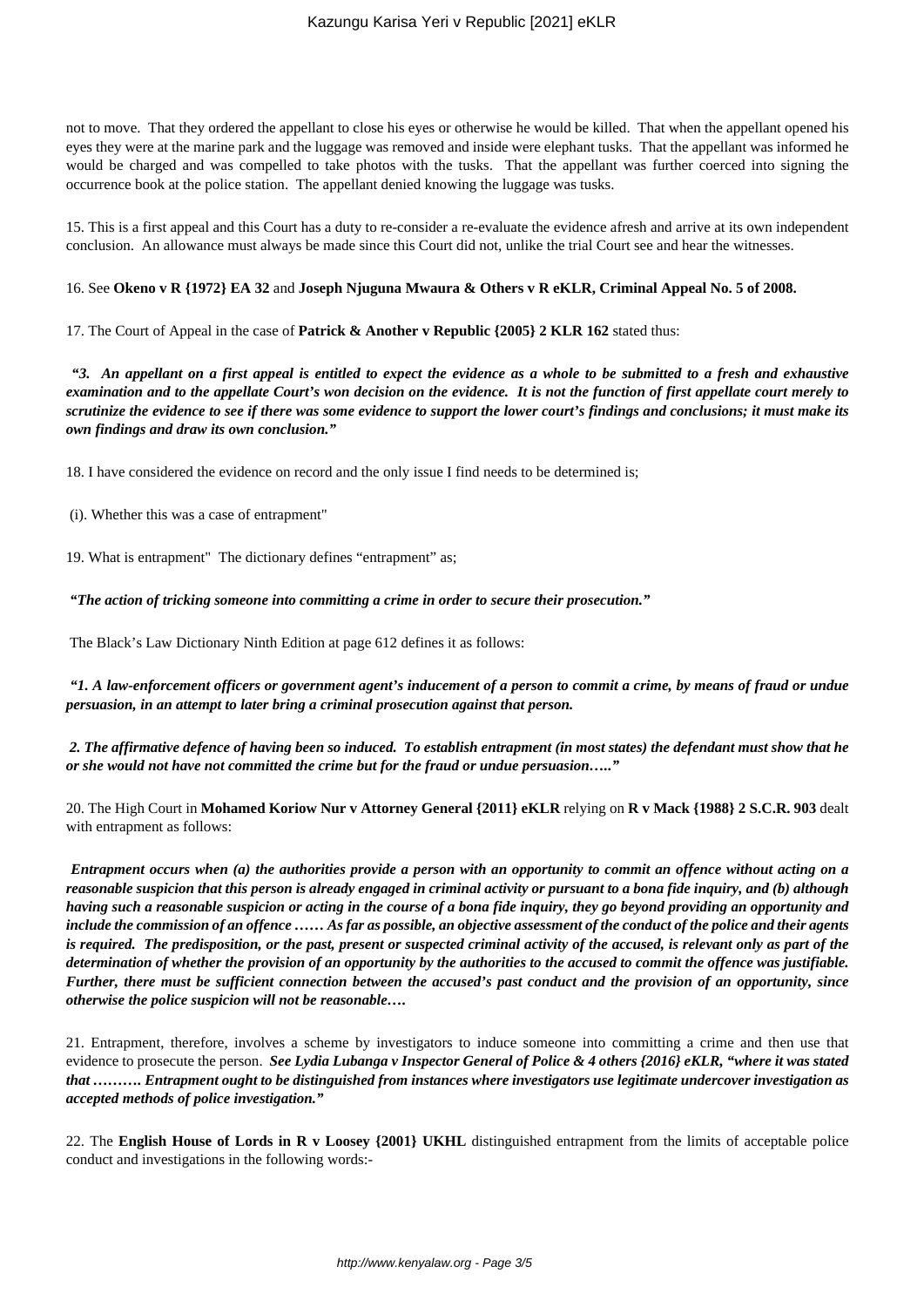not to move. That they ordered the appellant to close his eyes or otherwise he would be killed. That when the appellant opened his eyes they were at the marine park and the luggage was removed and inside were elephant tusks. That the appellant was informed he would be charged and was compelled to take photos with the tusks. That the appellant was further coerced into signing the occurrence book at the police station. The appellant denied knowing the luggage was tusks.

15. This is a first appeal and this Court has a duty to re-consider a re-evaluate the evidence afresh and arrive at its own independent conclusion. An allowance must always be made since this Court did not, unlike the trial Court see and hear the witnesses.

16. See **Okeno v R {1972} EA 32** and **Joseph Njuguna Mwaura & Others v R eKLR, Criminal Appeal No. 5 of 2008.**

17. The Court of Appeal in the case of **Patrick & Another v Republic {2005} 2 KLR 162** stated thus:

***"3. An appellant on a first appeal is entitled to expect the evidence as a whole to be submitted to a fresh and exhaustive examination and to the appellate Court's won decision on the evidence. It is not the function of first appellate court merely to scrutinize the evidence to see if there was some evidence to support the lower court's findings and conclusions; it must make its own findings and draw its own conclusion."***

18. I have considered the evidence on record and the only issue I find needs to be determined is;

(i). Whether this was a case of entrapment"

19. What is entrapment" The dictionary defines "entrapment" as;

***"The action of tricking someone into committing a crime in order to secure their prosecution."***

The Black's Law Dictionary Ninth Edition at page 612 defines it as follows:

***"1. A law-enforcement officers or government agent's inducement of a person to commit a crime, by means of fraud or undue persuasion, in an attempt to later bring a criminal prosecution against that person.***

***2. The affirmative defence of having been so induced. To establish entrapment (in most states) the defendant must show that he or she would not have not committed the crime but for the fraud or undue persuasion….."***

20. The High Court in **Mohamed Koriow Nur v Attorney General {2011} eKLR** relying on **R v Mack {1988} 2 S.C.R. 903** dealt with entrapment as follows:

***Entrapment occurs when (a) the authorities provide a person with an opportunity to commit an offence without acting on a reasonable suspicion that this person is already engaged in criminal activity or pursuant to a bona fide inquiry, and (b) although having such a reasonable suspicion or acting in the course of a bona fide inquiry, they go beyond providing an opportunity and include the commission of an offence …… As far as possible, an objective assessment of the conduct of the police and their agents is required. The predisposition, or the past, present or suspected criminal activity of the accused, is relevant only as part of the determination of whether the provision of an opportunity by the authorities to the accused to commit the offence was justifiable. Further, there must be sufficient connection between the accused's past conduct and the provision of an opportunity, since otherwise the police suspicion will not be reasonable….***

21. Entrapment, therefore, involves a scheme by investigators to induce someone into committing a crime and then use that evidence to prosecute the person. ***See Lydia Lubanga v Inspector General of Police & 4 others {2016} eKLR, "where it was stated that ………. Entrapment ought to be distinguished from instances where investigators use legitimate undercover investigation as accepted methods of police investigation."***

22. The **English House of Lords in R v Loosey {2001} UKHL** distinguished entrapment from the limits of acceptable police conduct and investigations in the following words:-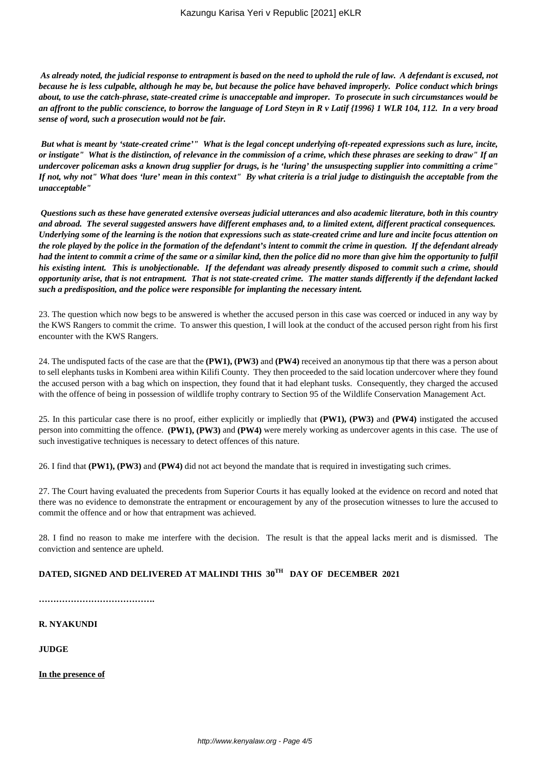***As already noted, the judicial response to entrapment is based on the need to uphold the rule of law. A defendant is excused, not because he is less culpable, although he may be, but because the police have behaved improperly. Police conduct which brings about, to use the catch-phrase, state-created crime is unacceptable and improper. To prosecute in such circumstances would be an affront to the public conscience, to borrow the language of Lord Steyn in R v Latif {1996} 1 WLR 104, 112. In a very broad sense of word, such a prosecution would not be fair.***

***But what is meant by 'state-created crime'" What is the legal concept underlying oft-repeated expressions such as lure, incite, or instigate" What is the distinction, of relevance in the commission of a crime, which these phrases are seeking to draw" If an undercover policeman asks a known drug supplier for drugs, is he 'luring' the unsuspecting supplier into committing a crime" If not, why not" What does 'lure' mean in this context" By what criteria is a trial judge to distinguish the acceptable from the unacceptable"***

***Questions such as these have generated extensive overseas judicial utterances and also academic literature, both in this country and abroad. The several suggested answers have different emphases and, to a limited extent, different practical consequences. Underlying some of the learning is the notion that expressions such as state-created crime and lure and incite focus attention on the role played by the police in the formation of the defendant's intent to commit the crime in question. If the defendant already had the intent to commit a crime of the same or a similar kind, then the police did no more than give him the opportunity to fulfil his existing intent. This is unobjectionable. If the defendant was already presently disposed to commit such a crime, should opportunity arise, that is not entrapment. That is not state-created crime. The matter stands differently if the defendant lacked such a predisposition, and the police were responsible for implanting the necessary intent.***

23. The question which now begs to be answered is whether the accused person in this case was coerced or induced in any way by the KWS Rangers to commit the crime. To answer this question, I will look at the conduct of the accused person right from his first encounter with the KWS Rangers.

24. The undisputed facts of the case are that the **(PW1), (PW3)** and **(PW4)** received an anonymous tip that there was a person about to sell elephants tusks in Kombeni area within Kilifi County. They then proceeded to the said location undercover where they found the accused person with a bag which on inspection, they found that it had elephant tusks. Consequently, they charged the accused with the offence of being in possession of wildlife trophy contrary to Section 95 of the Wildlife Conservation Management Act.

25. In this particular case there is no proof, either explicitly or impliedly that **(PW1), (PW3)** and **(PW4)** instigated the accused person into committing the offence. **(PW1), (PW3)** and **(PW4)** were merely working as undercover agents in this case. The use of such investigative techniques is necessary to detect offences of this nature.

26. I find that **(PW1), (PW3)** and **(PW4)** did not act beyond the mandate that is required in investigating such crimes.

27. The Court having evaluated the precedents from Superior Courts it has equally looked at the evidence on record and noted that there was no evidence to demonstrate the entrapment or encouragement by any of the prosecution witnesses to lure the accused to commit the offence and or how that entrapment was achieved.

28. I find no reason to make me interfere with the decision. The result is that the appeal lacks merit and is dismissed. The conviction and sentence are upheld.

**DATED, SIGNED AND DELIVERED AT MALINDI THIS 30TH DAY OF DECEMBER 2021**

**………………………………….**

**R. NYAKUNDI**

**JUDGE**

**In the presence of**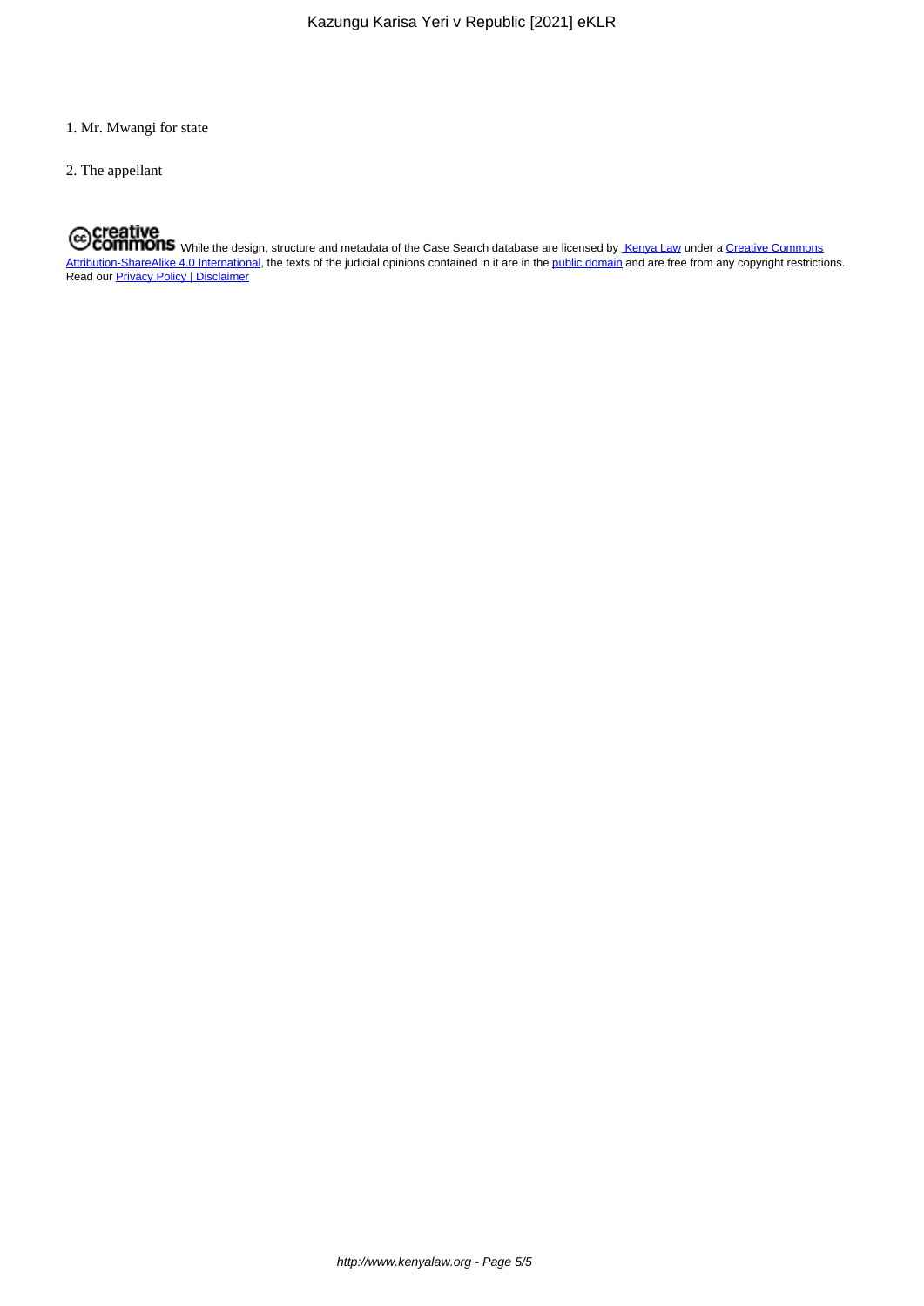1. Mr. Mwangi for state

2. The appellant

While the design, structure and metadata of the Case Search database are licensed by Kenya Law under a Creative Commons Attribution-ShareAlike 4.0 International, the texts of the judicial opinions contained in it are in the public domain and are free from any copyright restrictions. Read our Privacy Policy | Disclaimer